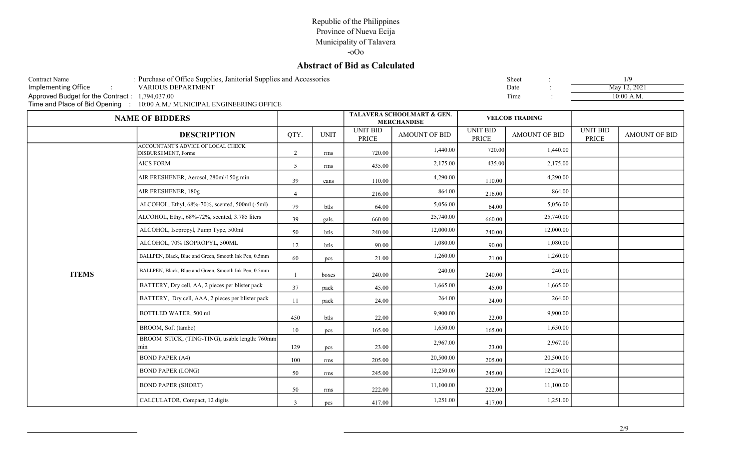Republic of the Philippines
Province of Nueva Ecija
Municipality of Talavera
-oOo

## Abstract of Bid as Calculated

Contract Name : Purchase of Office Supplies, Janitorial Supplies and Accessories
Implementing Office : VARIOUS DEPARTMENT
Approved Budget for the Contract : 1,794,037.00
Time and Place of Bid Opening : 10:00 A.M./ MUNICIPAL ENGINEERING OFFICE

Sheet : 1/9
Date : May 12, 2021
Time : 10:00 A.M.

| NAME OF BIDDERS | | | | TALAVERA SCHOOLMART & GEN. MERCHANDISE | | VELCOB TRADING | | | |
|---|---|---|---|---|---|---|---|---|---|
| | DESCRIPTION | QTY. | UNIT | UNIT BID PRICE | AMOUNT OF BID | UNIT BID PRICE | AMOUNT OF BID | UNIT BID PRICE | AMOUNT OF BID |
| ITEMS | ACCOUNTANT'S ADVICE OF LOCAL CHECK DISBURSEMENT, Forms | 2 | rms | 720.00 | 1,440.00 | 720.00 | 1,440.00 | | |
| | AICS FORM | 5 | rms | 435.00 | 2,175.00 | 435.00 | 2,175.00 | | |
| | AIR FRESHENER, Aerosol, 280ml/150g min | 39 | cans | 110.00 | 4,290.00 | 110.00 | 4,290.00 | | |
| | AIR FRESHENER, 180g | 4 | | 216.00 | 864.00 | 216.00 | 864.00 | | |
| | ALCOHOL, Ethyl, 68%-70%, scented, 500ml (-5ml) | 79 | btls | 64.00 | 5,056.00 | 64.00 | 5,056.00 | | |
| | ALCOHOL, Ethyl, 68%-72%, scented, 3.785 liters | 39 | gals. | 660.00 | 25,740.00 | 660.00 | 25,740.00 | | |
| | ALCOHOL, Isopropyl, Pump Type, 500ml | 50 | btls | 240.00 | 12,000.00 | 240.00 | 12,000.00 | | |
| | ALCOHOL, 70% ISOPROPYL, 500ML | 12 | btls | 90.00 | 1,080.00 | 90.00 | 1,080.00 | | |
| | BALLPEN, Black, Blue and Green, Smooth Ink Pen, 0.5mm | 60 | pcs | 21.00 | 1,260.00 | 21.00 | 1,260.00 | | |
| | BALLPEN, Black, Blue and Green, Smooth Ink Pen, 0.5mm | 1 | boxes | 240.00 | 240.00 | 240.00 | 240.00 | | |
| | BATTERY, Dry cell, AA, 2 pieces per blister pack | 37 | pack | 45.00 | 1,665.00 | 45.00 | 1,665.00 | | |
| | BATTERY, Dry cell, AAA, 2 pieces per blister pack | 11 | pack | 24.00 | 264.00 | 24.00 | 264.00 | | |
| | BOTTLED WATER, 500 ml | 450 | btls | 22.00 | 9,900.00 | 22.00 | 9,900.00 | | |
| | BROOM, Soft (tambo) | 10 | pcs | 165.00 | 1,650.00 | 165.00 | 1,650.00 | | |
| | BROOM STICK, (TING-TING), usable length: 760mm min | 129 | pcs | 23.00 | 2,967.00 | 23.00 | 2,967.00 | | |
| | BOND PAPER (A4) | 100 | rms | 205.00 | 20,500.00 | 205.00 | 20,500.00 | | |
| | BOND PAPER (LONG) | 50 | rms | 245.00 | 12,250.00 | 245.00 | 12,250.00 | | |
| | BOND PAPER (SHORT) | 50 | rms | 222.00 | 11,100.00 | 222.00 | 11,100.00 | | |
| | CALCULATOR, Compact, 12 digits | 3 | pcs | 417.00 | 1,251.00 | 417.00 | 1,251.00 | | |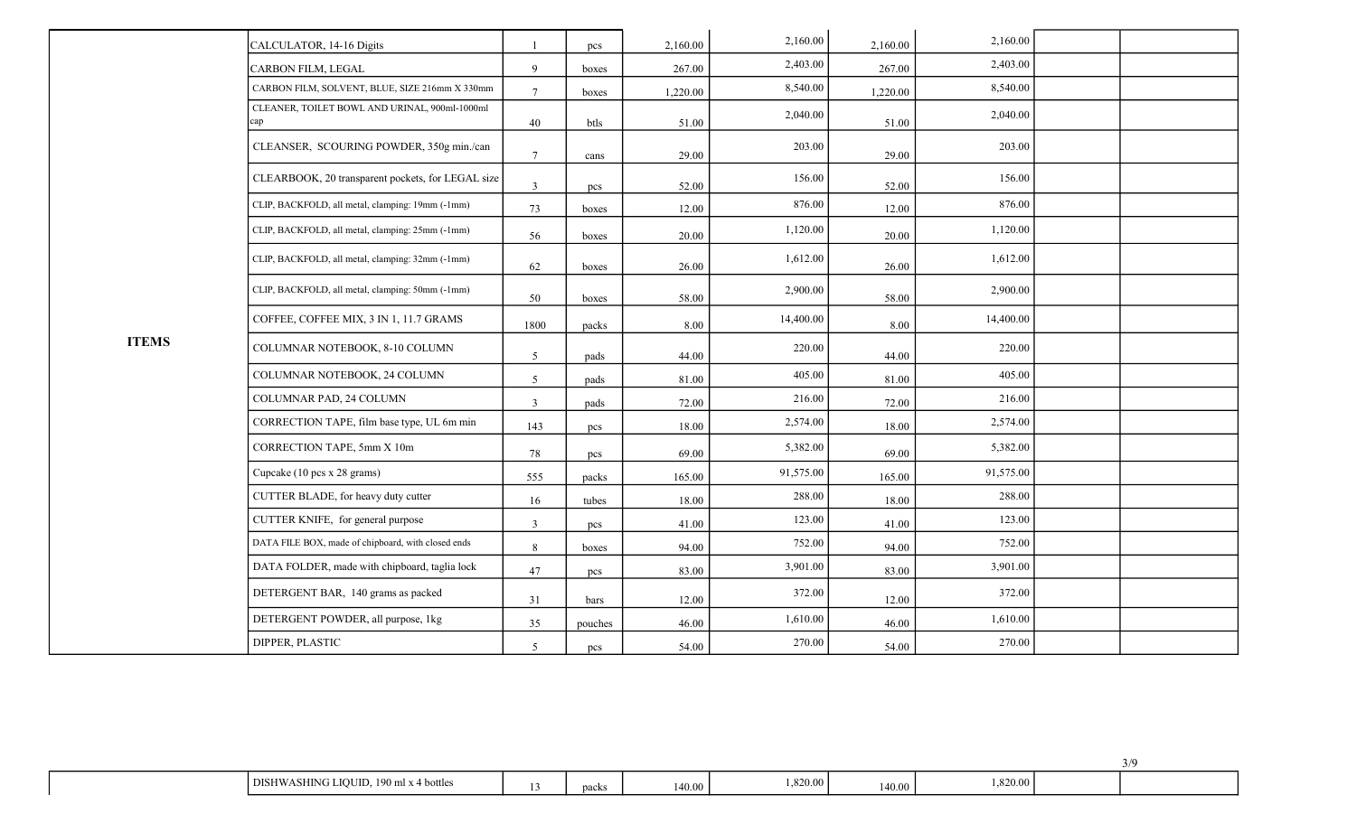| | | | | | | | | | |
|---|---|---|---|---|---|---|---|---|---|
| **ITEMS** | CALCULATOR, 14-16 Digits | 1 | pcs | 2,160.00 | 2,160.00 | 2,160.00 | 2,160.00 | | |
| | CARBON FILM, LEGAL | 9 | boxes | 267.00 | 2,403.00 | 267.00 | 2,403.00 | | |
| | CARBON FILM, SOLVENT, BLUE, SIZE 216mm X 330mm | 7 | boxes | 1,220.00 | 8,540.00 | 1,220.00 | 8,540.00 | | |
| | CLEANER, TOILET BOWL AND URINAL, 900ml-1000ml cap | 40 | btls | 51.00 | 2,040.00 | 51.00 | 2,040.00 | | |
| | CLEANSER, SCOURING POWDER, 350g min./can | 7 | cans | 29.00 | 203.00 | 29.00 | 203.00 | | |
| | CLEARBOOK, 20 transparent pockets, for LEGAL size | 3 | pcs | 52.00 | 156.00 | 52.00 | 156.00 | | |
| | CLIP, BACKFOLD, all metal, clamping: 19mm (-1mm) | 73 | boxes | 12.00 | 876.00 | 12.00 | 876.00 | | |
| | CLIP, BACKFOLD, all metal, clamping: 25mm (-1mm) | 56 | boxes | 20.00 | 1,120.00 | 20.00 | 1,120.00 | | |
| | CLIP, BACKFOLD, all metal, clamping: 32mm (-1mm) | 62 | boxes | 26.00 | 1,612.00 | 26.00 | 1,612.00 | | |
| | CLIP, BACKFOLD, all metal, clamping: 50mm (-1mm) | 50 | boxes | 58.00 | 2,900.00 | 58.00 | 2,900.00 | | |
| | COFFEE, COFFEE MIX, 3 IN 1, 11.7 GRAMS | 1800 | packs | 8.00 | 14,400.00 | 8.00 | 14,400.00 | | |
| | COLUMNAR NOTEBOOK, 8-10 COLUMN | 5 | pads | 44.00 | 220.00 | 44.00 | 220.00 | | |
| | COLUMNAR NOTEBOOK, 24 COLUMN | 5 | pads | 81.00 | 405.00 | 81.00 | 405.00 | | |
| | COLUMNAR PAD, 24 COLUMN | 3 | pads | 72.00 | 216.00 | 72.00 | 216.00 | | |
| | CORRECTION TAPE, film base type, UL 6m min | 143 | pcs | 18.00 | 2,574.00 | 18.00 | 2,574.00 | | |
| | CORRECTION TAPE, 5mm X 10m | 78 | pcs | 69.00 | 5,382.00 | 69.00 | 5,382.00 | | |
| | Cupcake (10 pcs x 28 grams) | 555 | packs | 165.00 | 91,575.00 | 165.00 | 91,575.00 | | |
| | CUTTER BLADE, for heavy duty cutter | 16 | tubes | 18.00 | 288.00 | 18.00 | 288.00 | | |
| | CUTTER KNIFE, for general purpose | 3 | pcs | 41.00 | 123.00 | 41.00 | 123.00 | | |
| | DATA FILE BOX, made of chipboard, with closed ends | 8 | boxes | 94.00 | 752.00 | 94.00 | 752.00 | | |
| | DATA FOLDER, made with chipboard, taglia lock | 47 | pcs | 83.00 | 3,901.00 | 83.00 | 3,901.00 | | |
| | DETERGENT BAR, 140 grams as packed | 31 | bars | 12.00 | 372.00 | 12.00 | 372.00 | | |
| | DETERGENT POWDER, all purpose, 1kg | 35 | pouches | 46.00 | 1,610.00 | 46.00 | 1,610.00 | | |
| | DIPPER, PLASTIC | 5 | pcs | 54.00 | 270.00 | 54.00 | 270.00 | | |
| | DISHWASHING LIQUID, 190 ml x 4 bottles | 13 | packs | 140.00 | 1,820.00 | 140.00 | 1,820.00 | | |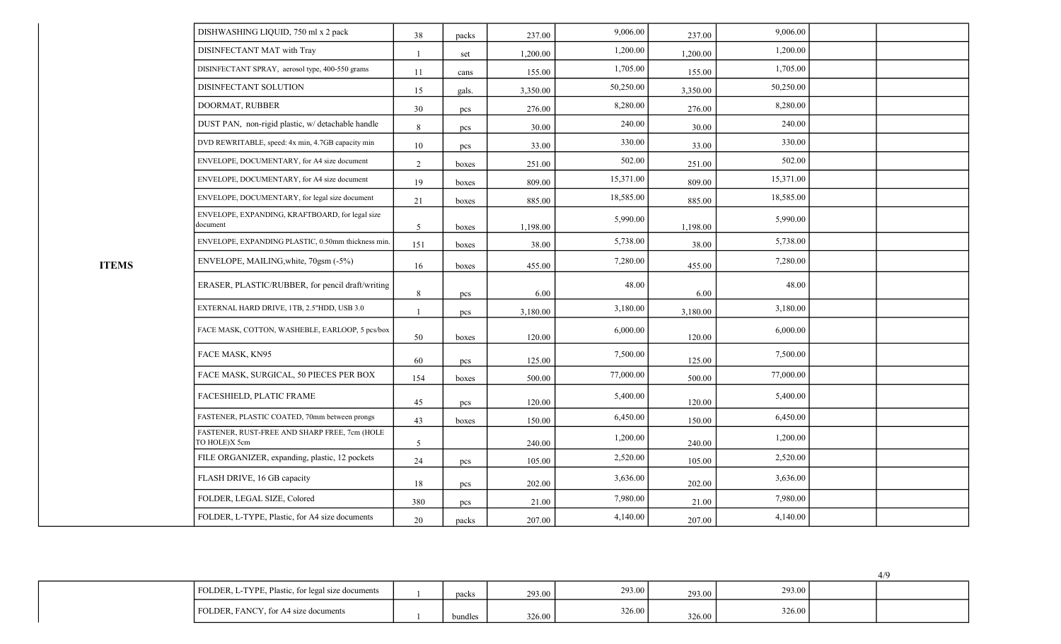| | | | | | | | | | |
|---|---|---|---|---|---|---|---|---|---|
| ITEMS | DISHWASHING LIQUID, 750 ml x 2 pack | 38 | packs | 237.00 | 9,006.00 | 237.00 | 9,006.00 | | |
| | DISINFECTANT MAT with Tray | 1 | set | 1,200.00 | 1,200.00 | 1,200.00 | 1,200.00 | | |
| | DISINFECTANT SPRAY, aerosol type, 400-550 grams | 11 | cans | 155.00 | 1,705.00 | 155.00 | 1,705.00 | | |
| | DISINFECTANT SOLUTION | 15 | gals. | 3,350.00 | 50,250.00 | 3,350.00 | 50,250.00 | | |
| | DOORMAT, RUBBER | 30 | pcs | 276.00 | 8,280.00 | 276.00 | 8,280.00 | | |
| | DUST PAN, non-rigid plastic, w/ detachable handle | 8 | pcs | 30.00 | 240.00 | 30.00 | 240.00 | | |
| | DVD REWRITABLE, speed: 4x min, 4.7GB capacity min | 10 | pcs | 33.00 | 330.00 | 33.00 | 330.00 | | |
| | ENVELOPE, DOCUMENTARY, for A4 size document | 2 | boxes | 251.00 | 502.00 | 251.00 | 502.00 | | |
| | ENVELOPE, DOCUMENTARY, for A4 size document | 19 | boxes | 809.00 | 15,371.00 | 809.00 | 15,371.00 | | |
| | ENVELOPE, DOCUMENTARY, for legal size document | 21 | boxes | 885.00 | 18,585.00 | 885.00 | 18,585.00 | | |
| | ENVELOPE, EXPANDING, KRAFTBOARD, for legal size document | 5 | boxes | 1,198.00 | 5,990.00 | 1,198.00 | 5,990.00 | | |
| | ENVELOPE, EXPANDING PLASTIC, 0.50mm thickness min. | 151 | boxes | 38.00 | 5,738.00 | 38.00 | 5,738.00 | | |
| | ENVELOPE, MAILING,white, 70gsm (-5%) | 16 | boxes | 455.00 | 7,280.00 | 455.00 | 7,280.00 | | |
| | ERASER, PLASTIC/RUBBER, for pencil draft/writing | 8 | pcs | 6.00 | 48.00 | 6.00 | 48.00 | | |
| | EXTERNAL HARD DRIVE, 1TB, 2.5"HDD, USB 3.0 | 1 | pcs | 3,180.00 | 3,180.00 | 3,180.00 | 3,180.00 | | |
| | FACE MASK, COTTON, WASHEBLE, EARLOOP, 5 pcs/box | 50 | boxes | 120.00 | 6,000.00 | 120.00 | 6,000.00 | | |
| | FACE MASK, KN95 | 60 | pcs | 125.00 | 7,500.00 | 125.00 | 7,500.00 | | |
| | FACE MASK, SURGICAL, 50 PIECES PER BOX | 154 | boxes | 500.00 | 77,000.00 | 500.00 | 77,000.00 | | |
| | FACESHIELD, PLATIC FRAME | 45 | pcs | 120.00 | 5,400.00 | 120.00 | 5,400.00 | | |
| | FASTENER, PLASTIC COATED, 70mm between prongs | 43 | boxes | 150.00 | 6,450.00 | 150.00 | 6,450.00 | | |
| | FASTENER, RUST-FREE AND SHARP FREE, 7cm (HOLE TO HOLE)X 5cm | 5 | | 240.00 | 1,200.00 | 240.00 | 1,200.00 | | |
| | FILE ORGANIZER, expanding, plastic, 12 pockets | 24 | pcs | 105.00 | 2,520.00 | 105.00 | 2,520.00 | | |
| | FLASH DRIVE, 16 GB capacity | 18 | pcs | 202.00 | 3,636.00 | 202.00 | 3,636.00 | | |
| | FOLDER, LEGAL SIZE, Colored | 380 | pcs | 21.00 | 7,980.00 | 21.00 | 7,980.00 | | |
| | FOLDER, L-TYPE, Plastic, for A4 size documents | 20 | packs | 207.00 | 4,140.00 | 207.00 | 4,140.00 | | |
| | FOLDER, L-TYPE, Plastic, for legal size documents | 1 | packs | 293.00 | 293.00 | 293.00 | 293.00 | | |
| | FOLDER, FANCY, for A4 size documents | 1 | bundles | 326.00 | 326.00 | 326.00 | 326.00 | | |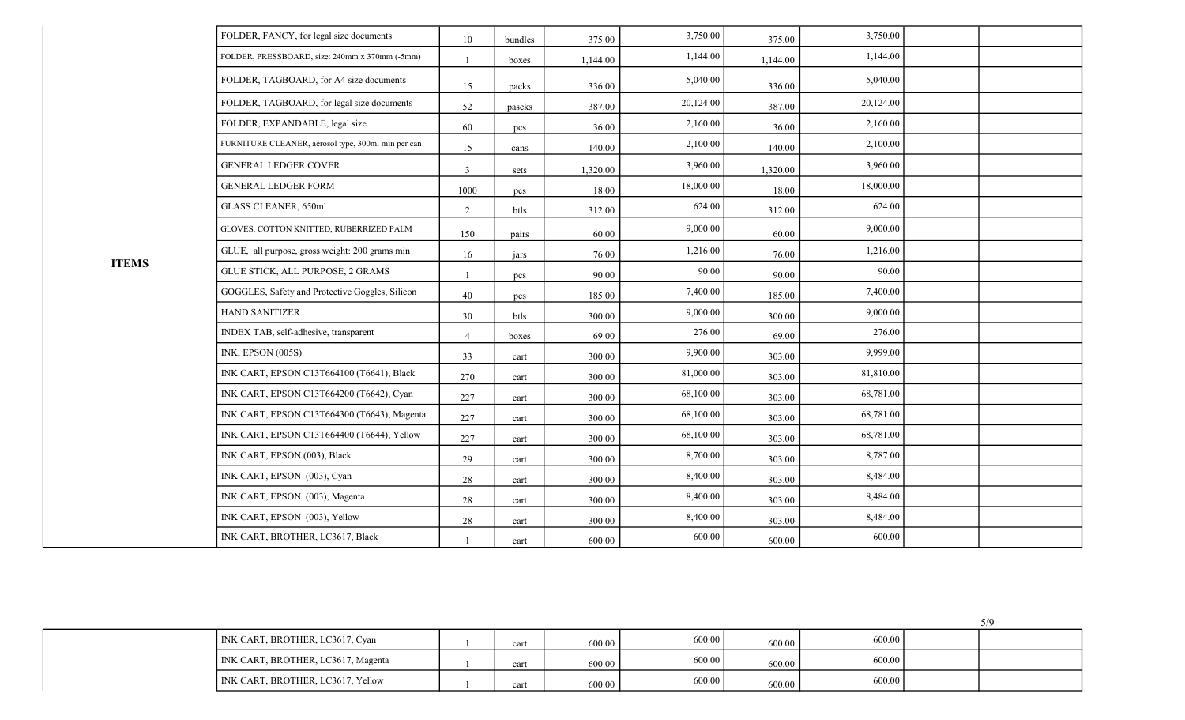| | | | | | | | | | |
|---|---|---|---|---|---|---|---|---|---|
| ITEMS | FOLDER, FANCY, for legal size documents | 10 | bundles | 375.00 | 3,750.00 | 375.00 | 3,750.00 | | |
| | FOLDER, PRESSBOARD, size: 240mm x 370mm (-5mm) | 1 | boxes | 1,144.00 | 1,144.00 | 1,144.00 | 1,144.00 | | |
| | FOLDER, TAGBOARD, for A4 size documents | 15 | packs | 336.00 | 5,040.00 | 336.00 | 5,040.00 | | |
| | FOLDER, TAGBOARD, for legal size documents | 52 | pascks | 387.00 | 20,124.00 | 387.00 | 20,124.00 | | |
| | FOLDER, EXPANDABLE, legal size | 60 | pcs | 36.00 | 2,160.00 | 36.00 | 2,160.00 | | |
| | FURNITURE CLEANER, aerosol type, 300ml min per can | 15 | cans | 140.00 | 2,100.00 | 140.00 | 2,100.00 | | |
| | GENERAL LEDGER COVER | 3 | sets | 1,320.00 | 3,960.00 | 1,320.00 | 3,960.00 | | |
| | GENERAL LEDGER FORM | 1000 | pcs | 18.00 | 18,000.00 | 18.00 | 18,000.00 | | |
| | GLASS CLEANER, 650ml | 2 | btls | 312.00 | 624.00 | 312.00 | 624.00 | | |
| | GLOVES, COTTON KNITTED, RUBERRIZED PALM | 150 | pairs | 60.00 | 9,000.00 | 60.00 | 9,000.00 | | |
| | GLUE, all purpose, gross weight: 200 grams min | 16 | jars | 76.00 | 1,216.00 | 76.00 | 1,216.00 | | |
| | GLUE STICK, ALL PURPOSE, 2 GRAMS | 1 | pcs | 90.00 | 90.00 | 90.00 | 90.00 | | |
| | GOGGLES, Safety and Protective Goggles, Silicon | 40 | pcs | 185.00 | 7,400.00 | 185.00 | 7,400.00 | | |
| | HAND SANITIZER | 30 | btls | 300.00 | 9,000.00 | 300.00 | 9,000.00 | | |
| | INDEX TAB, self-adhesive, transparent | 4 | boxes | 69.00 | 276.00 | 69.00 | 276.00 | | |
| | INK, EPSON (005S) | 33 | cart | 300.00 | 9,900.00 | 303.00 | 9,999.00 | | |
| | INK CART, EPSON C13T664100 (T6641), Black | 270 | cart | 300.00 | 81,000.00 | 303.00 | 81,810.00 | | |
| | INK CART, EPSON C13T664200 (T6642), Cyan | 227 | cart | 300.00 | 68,100.00 | 303.00 | 68,781.00 | | |
| | INK CART, EPSON C13T664300 (T6643), Magenta | 227 | cart | 300.00 | 68,100.00 | 303.00 | 68,781.00 | | |
| | INK CART, EPSON C13T664400 (T6644), Yellow | 227 | cart | 300.00 | 68,100.00 | 303.00 | 68,781.00 | | |
| | INK CART, EPSON (003), Black | 29 | cart | 300.00 | 8,700.00 | 303.00 | 8,787.00 | | |
| | INK CART, EPSON (003), Cyan | 28 | cart | 300.00 | 8,400.00 | 303.00 | 8,484.00 | | |
| | INK CART, EPSON (003), Magenta | 28 | cart | 300.00 | 8,400.00 | 303.00 | 8,484.00 | | |
| | INK CART, EPSON (003), Yellow | 28 | cart | 300.00 | 8,400.00 | 303.00 | 8,484.00 | | |
| | INK CART, BROTHER, LC3617, Black | 1 | cart | 600.00 | 600.00 | 600.00 | 600.00 | | |
| | INK CART, BROTHER, LC3617, Cyan | 1 | cart | 600.00 | 600.00 | 600.00 | 600.00 | | |
| | INK CART, BROTHER, LC3617, Magenta | 1 | cart | 600.00 | 600.00 | 600.00 | 600.00 | | |
| | INK CART, BROTHER, LC3617, Yellow | 1 | cart | 600.00 | 600.00 | 600.00 | 600.00 | | |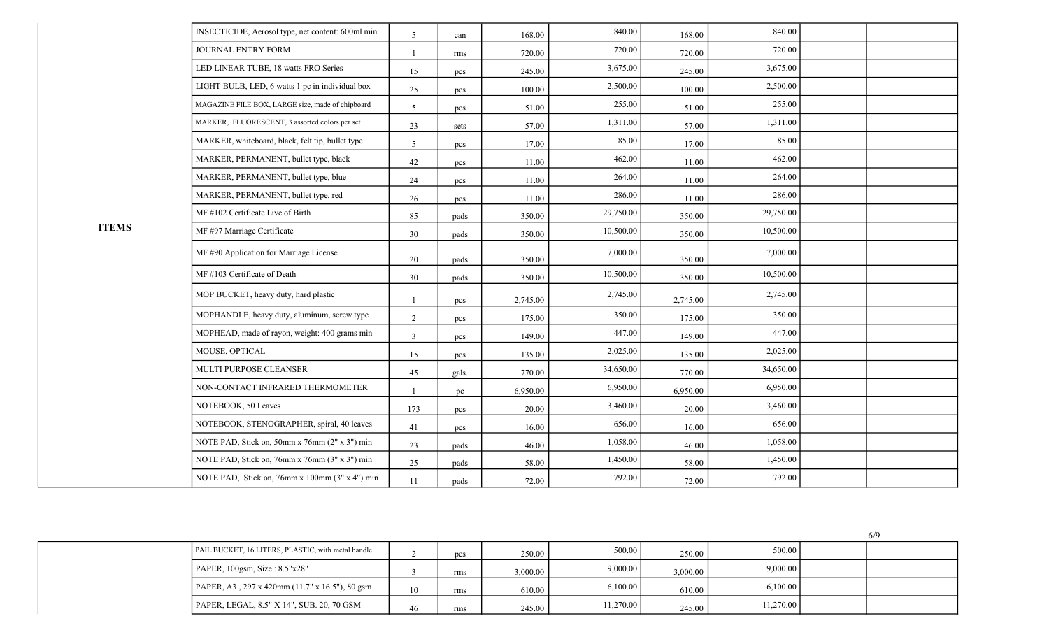| | | | | | | | | | |
|---|---|---|---|---|---|---|---|---|---|
| ITEMS | INSECTICIDE, Aerosol type, net content: 600ml min | 5 | can | 168.00 | 840.00 | 168.00 | 840.00 | | |
| | JOURNAL ENTRY FORM | 1 | rms | 720.00 | 720.00 | 720.00 | 720.00 | | |
| | LED LINEAR TUBE, 18 watts FRO Series | 15 | pcs | 245.00 | 3,675.00 | 245.00 | 3,675.00 | | |
| | LIGHT BULB, LED, 6 watts 1 pc in individual box | 25 | pcs | 100.00 | 2,500.00 | 100.00 | 2,500.00 | | |
| | MAGAZINE FILE BOX, LARGE size, made of chipboard | 5 | pcs | 51.00 | 255.00 | 51.00 | 255.00 | | |
| | MARKER, FLUORESCENT, 3 assorted colors per set | 23 | sets | 57.00 | 1,311.00 | 57.00 | 1,311.00 | | |
| | MARKER, whiteboard, black, felt tip, bullet type | 5 | pcs | 17.00 | 85.00 | 17.00 | 85.00 | | |
| | MARKER, PERMANENT, bullet type, black | 42 | pcs | 11.00 | 462.00 | 11.00 | 462.00 | | |
| | MARKER, PERMANENT, bullet type, blue | 24 | pcs | 11.00 | 264.00 | 11.00 | 264.00 | | |
| | MARKER, PERMANENT, bullet type, red | 26 | pcs | 11.00 | 286.00 | 11.00 | 286.00 | | |
| | MF #102 Certificate Live of Birth | 85 | pads | 350.00 | 29,750.00 | 350.00 | 29,750.00 | | |
| | MF #97 Marriage Certificate | 30 | pads | 350.00 | 10,500.00 | 350.00 | 10,500.00 | | |
| | MF #90 Application for Marriage License | 20 | pads | 350.00 | 7,000.00 | 350.00 | 7,000.00 | | |
| | MF #103 Certificate of Death | 30 | pads | 350.00 | 10,500.00 | 350.00 | 10,500.00 | | |
| | MOP BUCKET, heavy duty, hard plastic | 1 | pcs | 2,745.00 | 2,745.00 | 2,745.00 | 2,745.00 | | |
| | MOPHANDLE, heavy duty, aluminum, screw type | 2 | pcs | 175.00 | 350.00 | 175.00 | 350.00 | | |
| | MOPHEAD, made of rayon, weight: 400 grams min | 3 | pcs | 149.00 | 447.00 | 149.00 | 447.00 | | |
| | MOUSE, OPTICAL | 15 | pcs | 135.00 | 2,025.00 | 135.00 | 2,025.00 | | |
| | MULTI PURPOSE CLEANSER | 45 | gals. | 770.00 | 34,650.00 | 770.00 | 34,650.00 | | |
| | NON-CONTACT INFRARED THERMOMETER | 1 | pc | 6,950.00 | 6,950.00 | 6,950.00 | 6,950.00 | | |
| | NOTEBOOK, 50 Leaves | 173 | pcs | 20.00 | 3,460.00 | 20.00 | 3,460.00 | | |
| | NOTEBOOK, STENOGRAPHER, spiral, 40 leaves | 41 | pcs | 16.00 | 656.00 | 16.00 | 656.00 | | |
| | NOTE PAD, Stick on, 50mm x 76mm (2" x 3") min | 23 | pads | 46.00 | 1,058.00 | 46.00 | 1,058.00 | | |
| | NOTE PAD, Stick on, 76mm x 76mm (3" x 3") min | 25 | pads | 58.00 | 1,450.00 | 58.00 | 1,450.00 | | |
| | NOTE PAD, Stick on, 76mm x 100mm (3" x 4") min | 11 | pads | 72.00 | 792.00 | 72.00 | 792.00 | | |

| | | | | | | | | | |
|---|---|---|---|---|---|---|---|---|---|
| | PAIL BUCKET, 16 LITERS, PLASTIC, with metal handle | 2 | pcs | 250.00 | 500.00 | 250.00 | 500.00 | | |
| | PAPER, 100gsm, Size : 8.5"x28" | 3 | rms | 3,000.00 | 9,000.00 | 3,000.00 | 9,000.00 | | |
| | PAPER, A3 , 297 x 420mm (11.7" x 16.5"), 80 gsm | 10 | rms | 610.00 | 6,100.00 | 610.00 | 6,100.00 | | |
| | PAPER, LEGAL, 8.5" X 14", SUB. 20, 70 GSM | 46 | rms | 245.00 | 11,270.00 | 245.00 | 11,270.00 | | |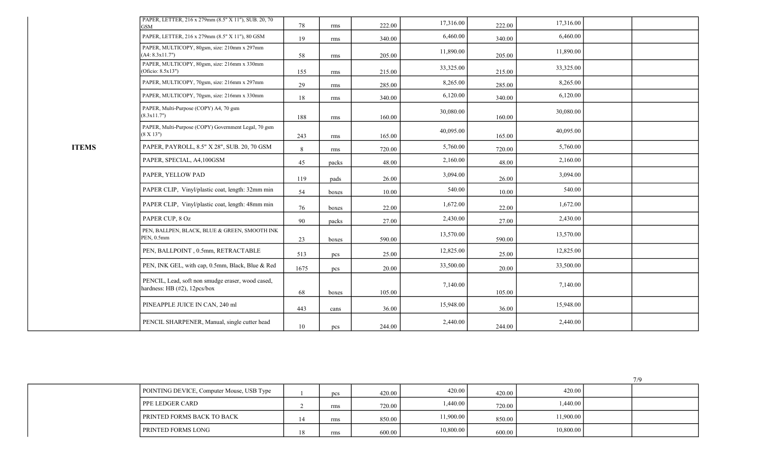| | | | | | | | | | |
|---|---|---|---|---|---|---|---|---|---|
| | PAPER, LETTER, 216 x 279mm (8.5" X 11"), SUB. 20, 70 GSM | 78 | rms | 222.00 | 17,316.00 | 222.00 | 17,316.00 | | |
| | PAPER, LETTER, 216 x 279mm (8.5" X 11"), 80 GSM | 19 | rms | 340.00 | 6,460.00 | 340.00 | 6,460.00 | | |
| | PAPER, MULTICOPY, 80gsm, size: 210mm x 297mm (A4: 8.3x11.7") | 58 | rms | 205.00 | 11,890.00 | 205.00 | 11,890.00 | | |
| | PAPER, MULTICOPY, 80gsm, size: 216mm x 330mm (Oficio: 8.5x13") | 155 | rms | 215.00 | 33,325.00 | 215.00 | 33,325.00 | | |
| | PAPER, MULTICOPY, 70gsm, size: 216mm x 297mm | 29 | rms | 285.00 | 8,265.00 | 285.00 | 8,265.00 | | |
| | PAPER, MULTICOPY, 70gsm, size: 216mm x 330mm | 18 | rms | 340.00 | 6,120.00 | 340.00 | 6,120.00 | | |
| | PAPER, Multi-Purpose (COPY) A4, 70 gsm (8.3x11.7") | 188 | rms | 160.00 | 30,080.00 | 160.00 | 30,080.00 | | |
| | PAPER, Multi-Purpose (COPY) Government Legal, 70 gsm (8 X 13") | 243 | rms | 165.00 | 40,095.00 | 165.00 | 40,095.00 | | |
| **ITEMS** | PAPER, PAYROLL, 8.5" X 28", SUB. 20, 70 GSM | 8 | rms | 720.00 | 5,760.00 | 720.00 | 5,760.00 | | |
| | PAPER, SPECIAL, A4,100GSM | 45 | packs | 48.00 | 2,160.00 | 48.00 | 2,160.00 | | |
| | PAPER, YELLOW PAD | 119 | pads | 26.00 | 3,094.00 | 26.00 | 3,094.00 | | |
| | PAPER CLIP, Vinyl/plastic coat, length: 32mm min | 54 | boxes | 10.00 | 540.00 | 10.00 | 540.00 | | |
| | PAPER CLIP, Vinyl/plastic coat, length: 48mm min | 76 | boxes | 22.00 | 1,672.00 | 22.00 | 1,672.00 | | |
| | PAPER CUP, 8 Oz | 90 | packs | 27.00 | 2,430.00 | 27.00 | 2,430.00 | | |
| | PEN, BALLPEN, BLACK, BLUE & GREEN, SMOOTH INK PEN, 0.5mm | 23 | boxes | 590.00 | 13,570.00 | 590.00 | 13,570.00 | | |
| | PEN, BALLPOINT , 0.5mm, RETRACTABLE | 513 | pcs | 25.00 | 12,825.00 | 25.00 | 12,825.00 | | |
| | PEN, INK GEL, with cap, 0.5mm, Black, Blue & Red | 1675 | pcs | 20.00 | 33,500.00 | 20.00 | 33,500.00 | | |
| | PENCIL, Lead, soft non smudge eraser, wood cased, hardness: HB (#2), 12pcs/box | 68 | boxes | 105.00 | 7,140.00 | 105.00 | 7,140.00 | | |
| | PINEAPPLE JUICE IN CAN, 240 ml | 443 | cans | 36.00 | 15,948.00 | 36.00 | 15,948.00 | | |
| | PENCIL SHARPENER, Manual, single cutter head | 10 | pcs | 244.00 | 2,440.00 | 244.00 | 2,440.00 | | |

| | | | | | | | | | |
|---|---|---|---|---|---|---|---|---|---|
| | POINTING DEVICE, Computer Mouse, USB Type | 1 | pcs | 420.00 | 420.00 | 420.00 | 420.00 | | |
| | PPE LEDGER CARD | 2 | rms | 720.00 | 1,440.00 | 720.00 | 1,440.00 | | |
| | PRINTED FORMS BACK TO BACK | 14 | rms | 850.00 | 11,900.00 | 850.00 | 11,900.00 | | |
| | PRINTED FORMS LONG | 18 | rms | 600.00 | 10,800.00 | 600.00 | 10,800.00 | | |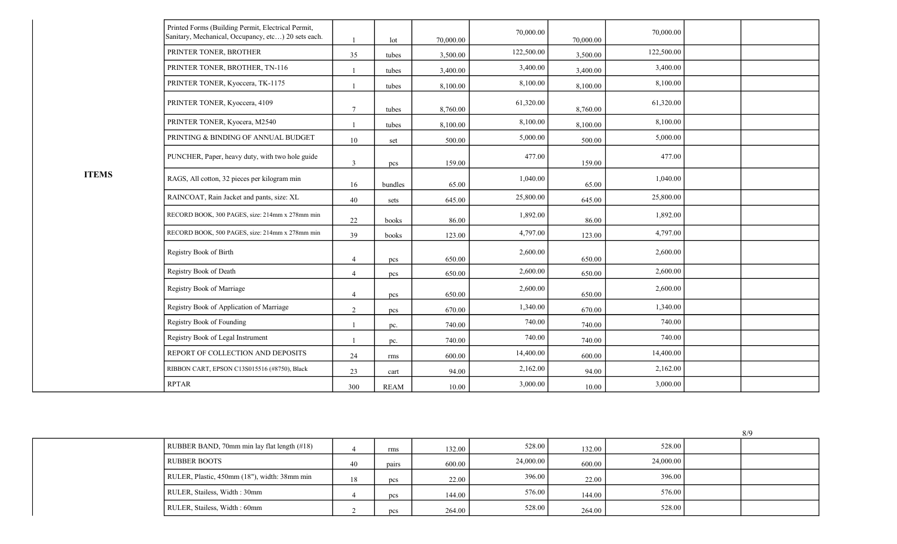| | | | | | | | | | |
|---|---|---|---|---|---|---|---|---|---|
| ITEMS | Printed Forms (Building Permit, Electrical Permit, Sanitary, Mechanical, Occupancy, etc…) 20 sets each. | 1 | lot | 70,000.00 | 70,000.00 | 70,000.00 | 70,000.00 | | |
| | PRINTER TONER, BROTHER | 35 | tubes | 3,500.00 | 122,500.00 | 3,500.00 | 122,500.00 | | |
| | PRINTER TONER, BROTHER, TN-116 | 1 | tubes | 3,400.00 | 3,400.00 | 3,400.00 | 3,400.00 | | |
| | PRINTER TONER, Kyoccera, TK-1175 | 1 | tubes | 8,100.00 | 8,100.00 | 8,100.00 | 8,100.00 | | |
| | PRINTER TONER, Kyoccera, 4109 | 7 | tubes | 8,760.00 | 61,320.00 | 8,760.00 | 61,320.00 | | |
| | PRINTER TONER, Kyocera, M2540 | 1 | tubes | 8,100.00 | 8,100.00 | 8,100.00 | 8,100.00 | | |
| | PRINTING & BINDING OF ANNUAL BUDGET | 10 | set | 500.00 | 5,000.00 | 500.00 | 5,000.00 | | |
| | PUNCHER, Paper, heavy duty, with two hole guide | 3 | pcs | 159.00 | 477.00 | 159.00 | 477.00 | | |
| | RAGS, All cotton, 32 pieces per kilogram min | 16 | bundles | 65.00 | 1,040.00 | 65.00 | 1,040.00 | | |
| | RAINCOAT, Rain Jacket and pants, size: XL | 40 | sets | 645.00 | 25,800.00 | 645.00 | 25,800.00 | | |
| | RECORD BOOK, 300 PAGES, size: 214mm x 278mm min | 22 | books | 86.00 | 1,892.00 | 86.00 | 1,892.00 | | |
| | RECORD BOOK, 500 PAGES, size: 214mm x 278mm min | 39 | books | 123.00 | 4,797.00 | 123.00 | 4,797.00 | | |
| | Registry Book of Birth | 4 | pcs | 650.00 | 2,600.00 | 650.00 | 2,600.00 | | |
| | Registry Book of Death | 4 | pcs | 650.00 | 2,600.00 | 650.00 | 2,600.00 | | |
| | Registry Book of Marriage | 4 | pcs | 650.00 | 2,600.00 | 650.00 | 2,600.00 | | |
| | Registry Book of Application of Marriage | 2 | pcs | 670.00 | 1,340.00 | 670.00 | 1,340.00 | | |
| | Registry Book of Founding | 1 | pc. | 740.00 | 740.00 | 740.00 | 740.00 | | |
| | Registry Book of Legal Instrument | 1 | pc. | 740.00 | 740.00 | 740.00 | 740.00 | | |
| | REPORT OF COLLECTION AND DEPOSITS | 24 | rms | 600.00 | 14,400.00 | 600.00 | 14,400.00 | | |
| | RIBBON CART, EPSON C13S015516 (#8750), Black | 23 | cart | 94.00 | 2,162.00 | 94.00 | 2,162.00 | | |
| | RPTAR | 300 | REAM | 10.00 | 3,000.00 | 10.00 | 3,000.00 | | |
| | RUBBER BAND, 70mm min lay flat length (#18) | 4 | rms | 132.00 | 528.00 | 132.00 | 528.00 | | |
| | RUBBER BOOTS | 40 | pairs | 600.00 | 24,000.00 | 600.00 | 24,000.00 | | |
| | RULER, Plastic, 450mm (18"), width: 38mm min | 18 | pcs | 22.00 | 396.00 | 22.00 | 396.00 | | |
| | RULER, Stailess, Width : 30mm | 4 | pcs | 144.00 | 576.00 | 144.00 | 576.00 | | |
| | RULER, Stailess, Width : 60mm | 2 | pcs | 264.00 | 528.00 | 264.00 | 528.00 | | |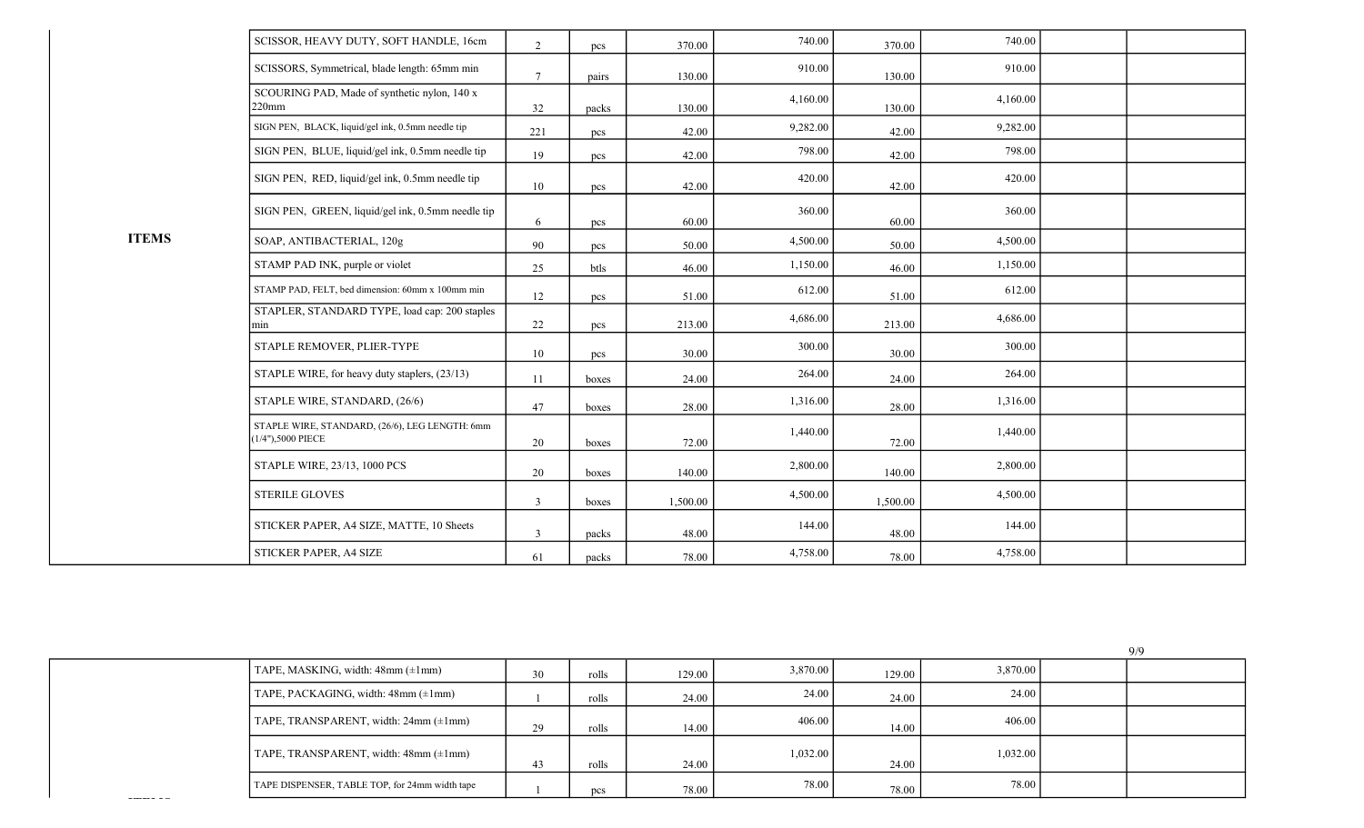| | | | | | | | | | |
|---|---|---|---|---|---|---|---|---|---|
| ITEMS | SCISSOR, HEAVY DUTY, SOFT HANDLE, 16cm | 2 | pcs | 370.00 | 740.00 | 370.00 | 740.00 | | |
| | SCISSORS, Symmetrical, blade length: 65mm min | 7 | pairs | 130.00 | 910.00 | 130.00 | 910.00 | | |
| | SCOURING PAD, Made of synthetic nylon, 140 x 220mm | 32 | packs | 130.00 | 4,160.00 | 130.00 | 4,160.00 | | |
| | SIGN PEN, BLACK, liquid/gel ink, 0.5mm needle tip | 221 | pcs | 42.00 | 9,282.00 | 42.00 | 9,282.00 | | |
| | SIGN PEN, BLUE, liquid/gel ink, 0.5mm needle tip | 19 | pcs | 42.00 | 798.00 | 42.00 | 798.00 | | |
| | SIGN PEN, RED, liquid/gel ink, 0.5mm needle tip | 10 | pcs | 42.00 | 420.00 | 42.00 | 420.00 | | |
| | SIGN PEN, GREEN, liquid/gel ink, 0.5mm needle tip | 6 | pcs | 60.00 | 360.00 | 60.00 | 360.00 | | |
| | SOAP, ANTIBACTERIAL, 120g | 90 | pcs | 50.00 | 4,500.00 | 50.00 | 4,500.00 | | |
| | STAMP PAD INK, purple or violet | 25 | btls | 46.00 | 1,150.00 | 46.00 | 1,150.00 | | |
| | STAMP PAD, FELT, bed dimension: 60mm x 100mm min | 12 | pcs | 51.00 | 612.00 | 51.00 | 612.00 | | |
| | STAPLER, STANDARD TYPE, load cap: 200 staples min | 22 | pcs | 213.00 | 4,686.00 | 213.00 | 4,686.00 | | |
| | STAPLE REMOVER, PLIER-TYPE | 10 | pcs | 30.00 | 300.00 | 30.00 | 300.00 | | |
| | STAPLE WIRE, for heavy duty staplers, (23/13) | 11 | boxes | 24.00 | 264.00 | 24.00 | 264.00 | | |
| | STAPLE WIRE, STANDARD, (26/6) | 47 | boxes | 28.00 | 1,316.00 | 28.00 | 1,316.00 | | |
| | STAPLE WIRE, STANDARD, (26/6), LEG LENGTH: 6mm (1/4"),5000 PIECE | 20 | boxes | 72.00 | 1,440.00 | 72.00 | 1,440.00 | | |
| | STAPLE WIRE, 23/13, 1000 PCS | 20 | boxes | 140.00 | 2,800.00 | 140.00 | 2,800.00 | | |
| | STERILE GLOVES | 3 | boxes | 1,500.00 | 4,500.00 | 1,500.00 | 4,500.00 | | |
| | STICKER PAPER, A4 SIZE, MATTE, 10 Sheets | 3 | packs | 48.00 | 144.00 | 48.00 | 144.00 | | |
| | STICKER PAPER, A4 SIZE | 61 | packs | 78.00 | 4,758.00 | 78.00 | 4,758.00 | | |
| | TAPE, MASKING, width: 48mm (±1mm) | 30 | rolls | 129.00 | 3,870.00 | 129.00 | 3,870.00 | | |
| | TAPE, PACKAGING, width: 48mm (±1mm) | 1 | rolls | 24.00 | 24.00 | 24.00 | 24.00 | | |
| | TAPE, TRANSPARENT, width: 24mm (±1mm) | 29 | rolls | 14.00 | 406.00 | 14.00 | 406.00 | | |
| | TAPE, TRANSPARENT, width: 48mm (±1mm) | 43 | rolls | 24.00 | 1,032.00 | 24.00 | 1,032.00 | | |
| | TAPE DISPENSER, TABLE TOP, for 24mm width tape | 1 | pcs | 78.00 | 78.00 | 78.00 | 78.00 | | |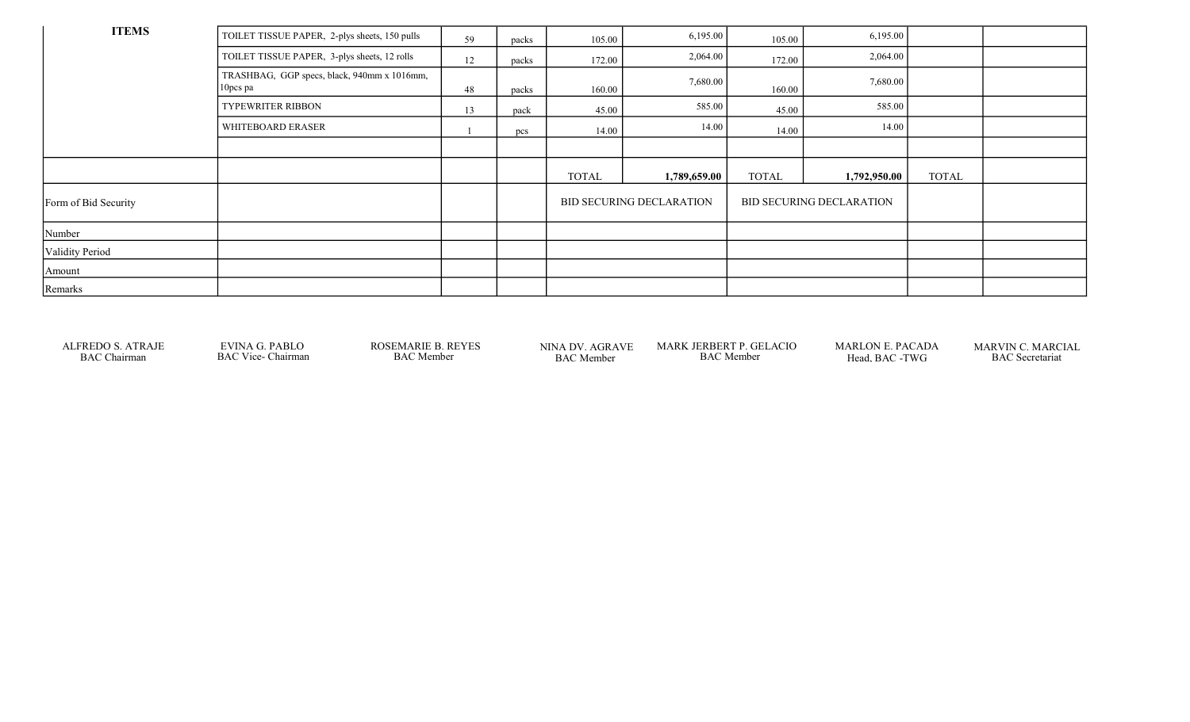| | | | | | | | | | |
|---|---|---|---|---|---|---|---|---|---|
| **ITEMS** | TOILET TISSUE PAPER, 2-plys sheets, 150 pulls | 59 | packs | 105.00 | 6,195.00 | 105.00 | 6,195.00 | | |
| | TOILET TISSUE PAPER, 3-plys sheets, 12 rolls | 12 | packs | 172.00 | 2,064.00 | 172.00 | 2,064.00 | | |
| | TRASHBAG, GGP specs, black, 940mm x 1016mm, 10pcs pa | 48 | packs | 160.00 | 7,680.00 | 160.00 | 7,680.00 | | |
| | TYPEWRITER RIBBON | 13 | pack | 45.00 | 585.00 | 45.00 | 585.00 | | |
| | WHITEBOARD ERASER | 1 | pcs | 14.00 | 14.00 | 14.00 | 14.00 | | |
| | | | | | | | | | |
| | | | | TOTAL | **1,789,659.00** | TOTAL | **1,792,950.00** | TOTAL | |
| Form of Bid Security | | | | BID SECURING DECLARATION | | BID SECURING DECLARATION | | | |
| Number | | | | | | | | | |
| Validity Period | | | | | | | | | |
| Amount | | | | | | | | | |
| Remarks | | | | | | | | | |

ALFREDO S. ATRAJE
BAC Chairman

EVINA G. PABLO
BAC Vice- Chairman

ROSEMARIE B. REYES
BAC Member

NINA DV. AGRAVE
BAC Member

MARK JERBERT P. GELACIO
BAC Member

MARLON E. PACADA
Head, BAC -TWG

MARVIN C. MARCIAL
BAC Secretariat